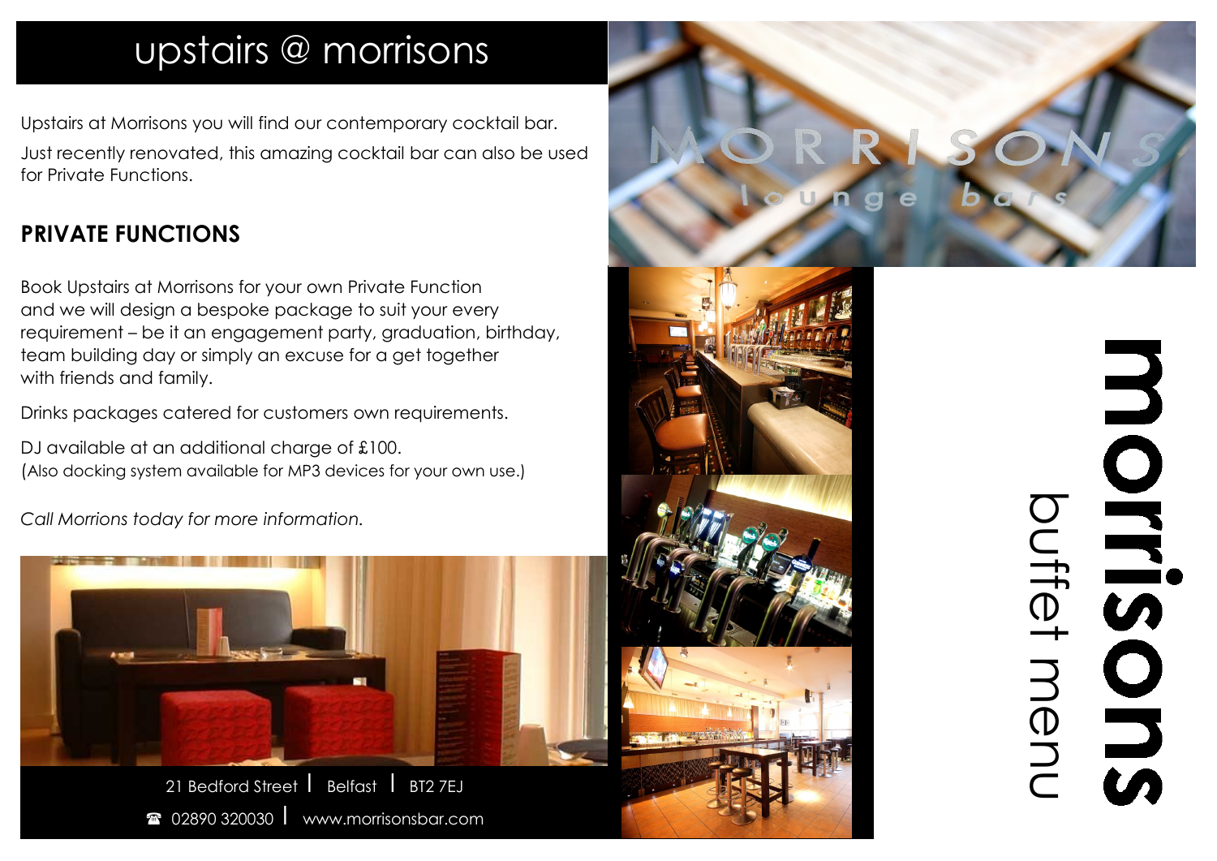# upstairs @ morrisons

Upstairs at Morrisons you will find our contemporary cocktail bar.

Just recently renovated, this amazing cocktail bar can also be used for Private Functions.

## PRIVATE FUNCTIONS

Book Upstairs at Morrisons for your own Private Function and we will design a bespoke package to suit your every requirement – be it an engagement party, graduation, birthday, team building day or simply an excuse for a get together with friends and family.

Drinks packages catered for customers own requirements.

DJ available at an additional charge of £100.
(Also docking system available for MP3 devices for your own use.)

*Call Morrions today for more information.*

21 Bedford Street | Belfast | BT2 7EJ

☎ 02890 320030 | www.morrisonsbar.com

MORRISONS lounge bars

# morrisons

buffet menu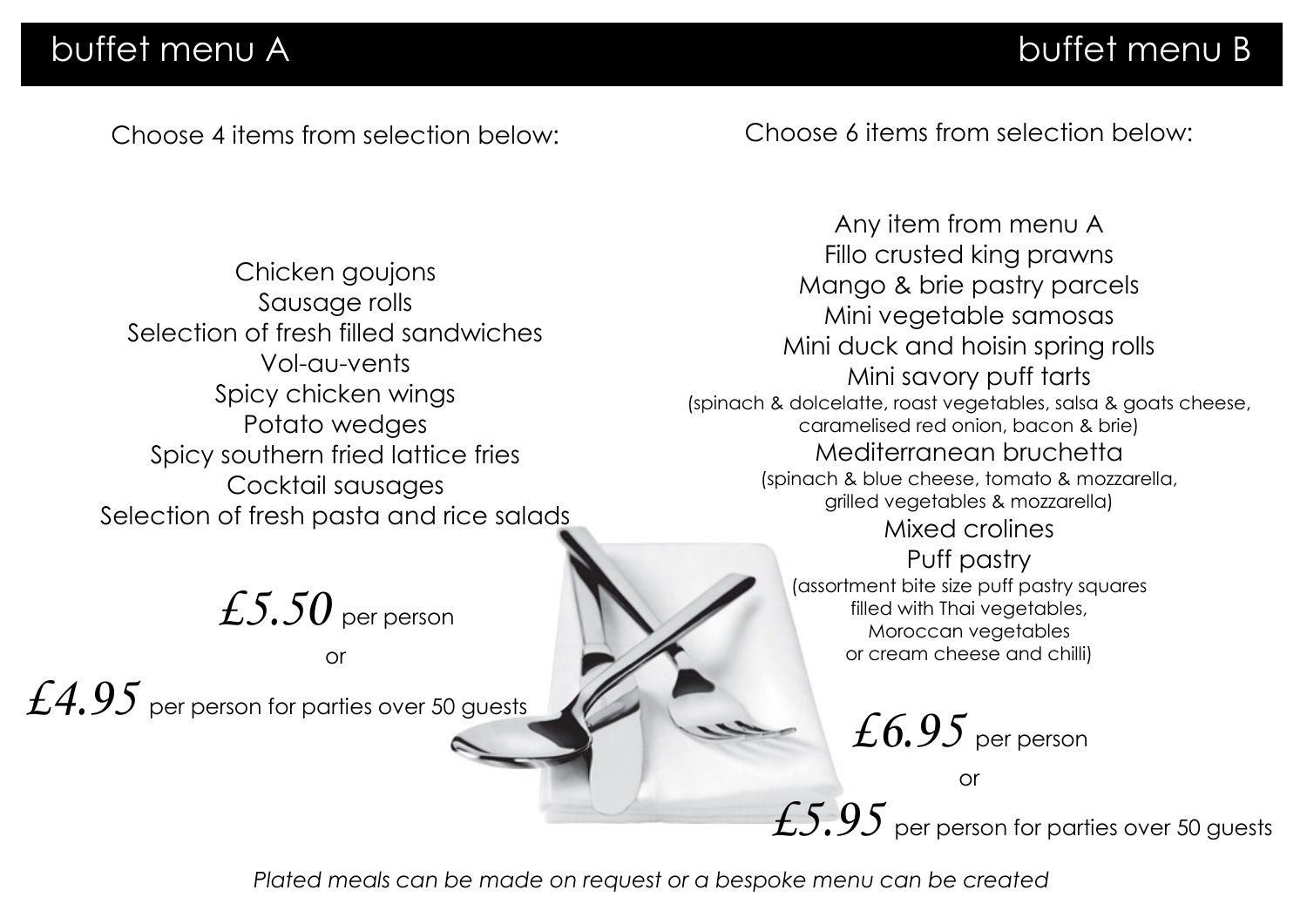## buffet menu A

Choose 4 items from selection below:

Chicken goujons
Sausage rolls
Selection of fresh filled sandwiches
Vol-au-vents
Spicy chicken wings
Potato wedges
Spicy southern fried lattice fries
Cocktail sausages
Selection of fresh pasta and rice salads

**£5.50** per person

or

**£4.95** per person for parties over 50 guests

## buffet menu B

Choose 6 items from selection below:

Any item from menu A
Fillo crusted king prawns
Mango & brie pastry parcels
Mini vegetable samosas
Mini duck and hoisin spring rolls
Mini savory puff tarts
(spinach & dolcelatte, roast vegetables, salsa & goats cheese, caramelised red onion, bacon & brie)
Mediterranean bruchetta
(spinach & blue cheese, tomato & mozzarella, grilled vegetables & mozzarella)
Mixed crolines
Puff pastry
(assortment bite size puff pastry squares filled with Thai vegetables, Moroccan vegetables or cream cheese and chilli)

**£6.95** per person

or

**£5.95** per person for parties over 50 guests

*Plated meals can be made on request or a bespoke menu can be created*